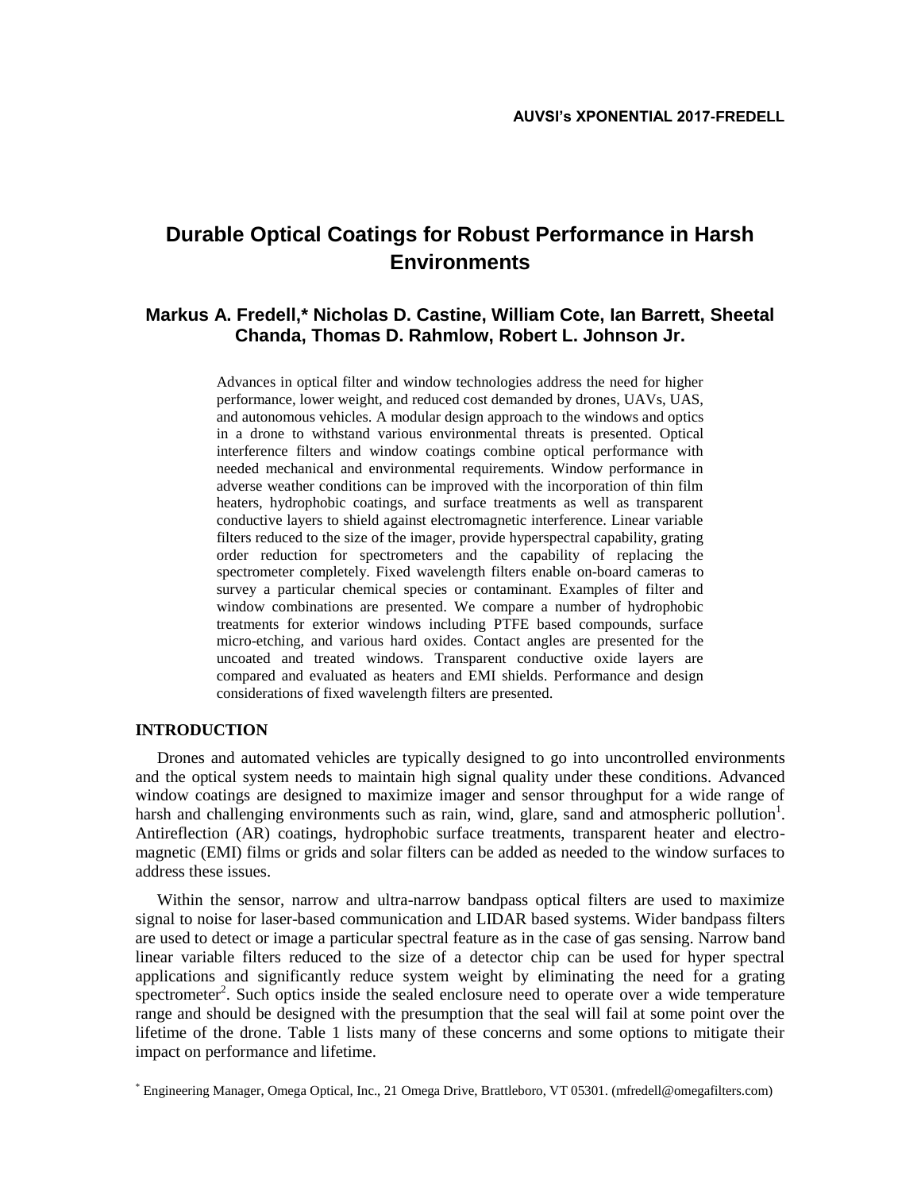# Durable Optical Coatings for Robust Performance in Harsh Environments

**Markus A. Fredell,\* Nicholas D. Castine, William Cote, Ian Barrett, Sheetal Chanda, Thomas D. Rahmlow, Robert L. Johnson Jr.**

Advances in optical filter and window technologies address the need for higher performance, lower weight, and reduced cost demanded by drones, UAVs, UAS, and autonomous vehicles. A modular design approach to the windows and optics in a drone to withstand various environmental threats is presented. Optical interference filters and window coatings combine optical performance with needed mechanical and environmental requirements. Window performance in adverse weather conditions can be improved with the incorporation of thin film heaters, hydrophobic coatings, and surface treatments as well as transparent conductive layers to shield against electromagnetic interference. Linear variable filters reduced to the size of the imager, provide hyperspectral capability, grating order reduction for spectrometers and the capability of replacing the spectrometer completely. Fixed wavelength filters enable on-board cameras to survey a particular chemical species or contaminant. Examples of filter and window combinations are presented. We compare a number of hydrophobic treatments for exterior windows including PTFE based compounds, surface micro-etching, and various hard oxides. Contact angles are presented for the uncoated and treated windows. Transparent conductive oxide layers are compared and evaluated as heaters and EMI shields. Performance and design considerations of fixed wavelength filters are presented.

## INTRODUCTION

Drones and automated vehicles are typically designed to go into uncontrolled environments and the optical system needs to maintain high signal quality under these conditions. Advanced window coatings are designed to maximize imager and sensor throughput for a wide range of harsh and challenging environments such as rain, wind, glare, sand and atmospheric pollution[1]. Antireflection (AR) coatings, hydrophobic surface treatments, transparent heater and electro-magnetic (EMI) films or grids and solar filters can be added as needed to the window surfaces to address these issues.

Within the sensor, narrow and ultra-narrow bandpass optical filters are used to maximize signal to noise for laser-based communication and LIDAR based systems. Wider bandpass filters are used to detect or image a particular spectral feature as in the case of gas sensing. Narrow band linear variable filters reduced to the size of a detector chip can be used for hyper spectral applications and significantly reduce system weight by eliminating the need for a grating spectrometer[2]. Such optics inside the sealed enclosure need to operate over a wide temperature range and should be designed with the presumption that the seal will fail at some point over the lifetime of the drone. Table 1 lists many of these concerns and some options to mitigate their impact on performance and lifetime.

\* Engineering Manager, Omega Optical, Inc., 21 Omega Drive, Brattleboro, VT 05301. (mfredell@omegafilters.com)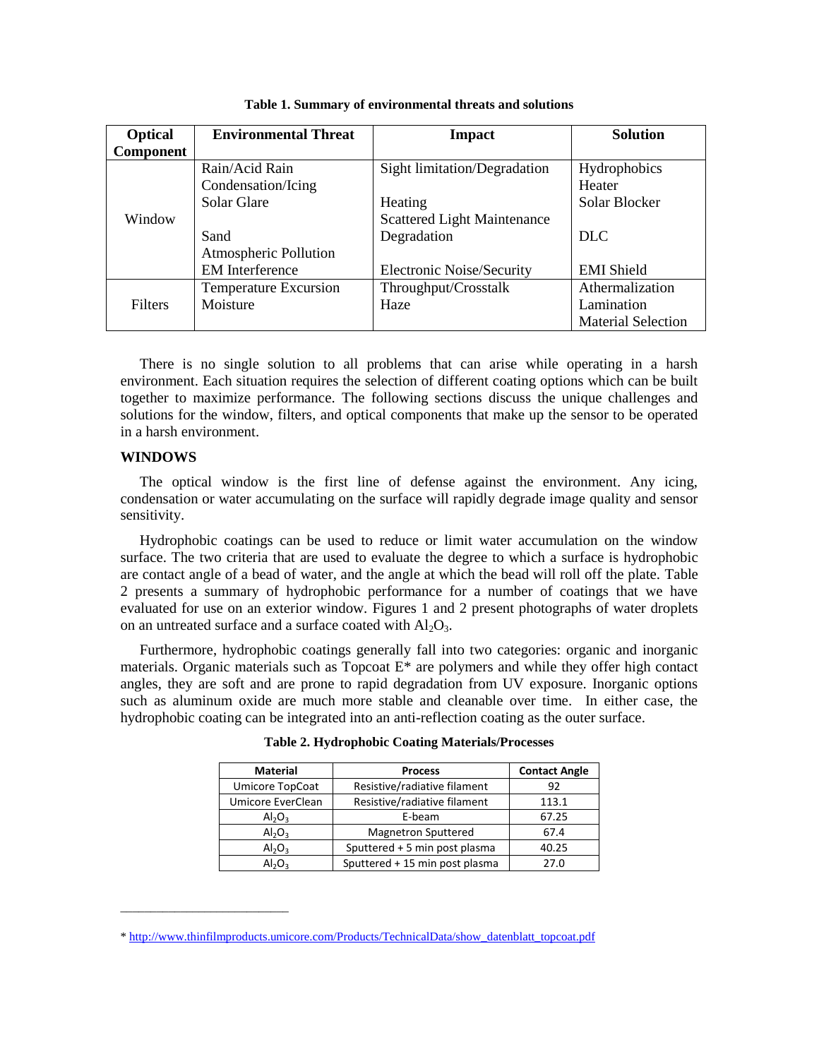**Table 1. Summary of environmental threats and solutions**

| Optical Component | Environmental Threat | Impact | Solution |
|---|---|---|---|
| Window | Rain/Acid Rain | Sight limitation/Degradation | Hydrophobics |
| | Condensation/Icing | | Heater |
| | Solar Glare | Heating | Solar Blocker |
| | | Scattered Light Maintenance | |
| | Sand | Degradation | DLC |
| | Atmospheric Pollution | | |
| | EM Interference | Electronic Noise/Security | EMI Shield |
| Filters | Temperature Excursion | Throughput/Crosstalk | Athermalization |
| | Moisture | Haze | Lamination |
| | | | Material Selection |

There is no single solution to all problems that can arise while operating in a harsh environment. Each situation requires the selection of different coating options which can be built together to maximize performance. The following sections discuss the unique challenges and solutions for the window, filters, and optical components that make up the sensor to be operated in a harsh environment.

## WINDOWS

The optical window is the first line of defense against the environment. Any icing, condensation or water accumulating on the surface will rapidly degrade image quality and sensor sensitivity.

Hydrophobic coatings can be used to reduce or limit water accumulation on the window surface. The two criteria that are used to evaluate the degree to which a surface is hydrophobic are contact angle of a bead of water, and the angle at which the bead will roll off the plate. Table 2 presents a summary of hydrophobic performance for a number of coatings that we have evaluated for use on an exterior window. Figures 1 and 2 present photographs of water droplets on an untreated surface and a surface coated with $Al_2O_3$.

Furthermore, hydrophobic coatings generally fall into two categories: organic and inorganic materials. Organic materials such as Topcoat E* are polymers and while they offer high contact angles, they are soft and are prone to rapid degradation from UV exposure. Inorganic options such as aluminum oxide are much more stable and cleanable over time. In either case, the hydrophobic coating can be integrated into an anti-reflection coating as the outer surface.

**Table 2. Hydrophobic Coating Materials/Processes**

| Material | Process | Contact Angle |
|---|---|---|
| Umicore TopCoat | Resistive/radiative filament | 92 |
| Umicore EverClean | Resistive/radiative filament | 113.1 |
| $Al_2O_3$ | E-beam | 67.25 |
| $Al_2O_3$ | Magnetron Sputtered | 67.4 |
| $Al_2O_3$ | Sputtered + 5 min post plasma | 40.25 |
| $Al_2O_3$ | Sputtered + 15 min post plasma | 27.0 |

---

* http://www.thinfilmproducts.umicore.com/Products/TechnicalData/show_datenblatt_topcoat.pdf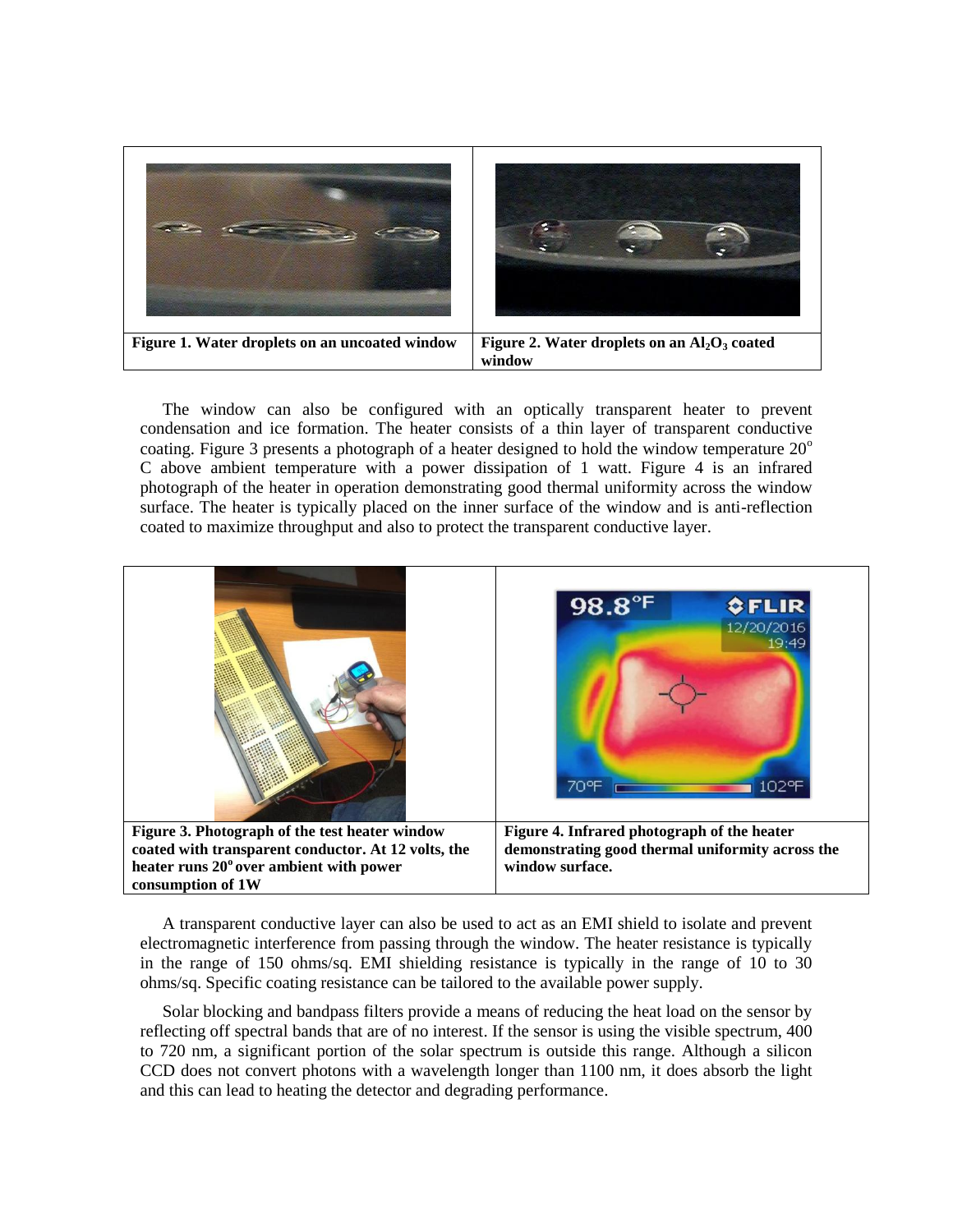Figure 1. Water droplets on an uncoated window

Figure 2. Water droplets on an $Al_2O_3$ coated window

The window can also be configured with an optically transparent heater to prevent condensation and ice formation. The heater consists of a thin layer of transparent conductive coating. Figure 3 presents a photograph of a heater designed to hold the window temperature 20$^{o}$ C above ambient temperature with a power dissipation of 1 watt. Figure 4 is an infrared photograph of the heater in operation demonstrating good thermal uniformity across the window surface. The heater is typically placed on the inner surface of the window and is anti-reflection coated to maximize throughput and also to protect the transparent conductive layer.

**Figure 3. Photograph of the test heater window coated with transparent conductor. At 12 volts, the heater runs 20$^{o}$ over ambient with power consumption of 1W**

**Figure 4. Infrared photograph of the heater demonstrating good thermal uniformity across the window surface.**

A transparent conductive layer can also be used to act as an EMI shield to isolate and prevent electromagnetic interference from passing through the window. The heater resistance is typically in the range of 150 ohms/sq. EMI shielding resistance is typically in the range of 10 to 30 ohms/sq. Specific coating resistance can be tailored to the available power supply.

Solar blocking and bandpass filters provide a means of reducing the heat load on the sensor by reflecting off spectral bands that are of no interest. If the sensor is using the visible spectrum, 400 to 720 nm, a significant portion of the solar spectrum is outside this range. Although a silicon CCD does not convert photons with a wavelength longer than 1100 nm, it does absorb the light and this can lead to heating the detector and degrading performance.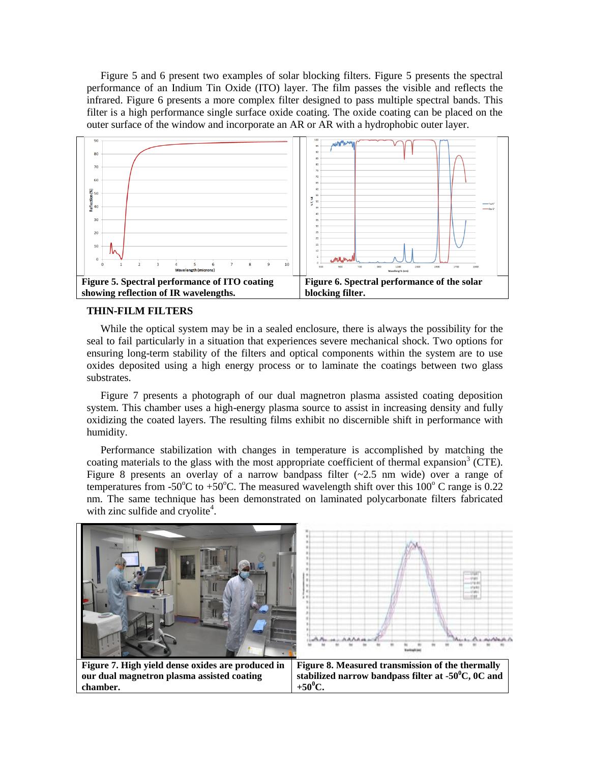Figure 5 and 6 present two examples of solar blocking filters. Figure 5 presents the spectral performance of an Indium Tin Oxide (ITO) layer. The film passes the visible and reflects the infrared. Figure 6 presents a more complex filter designed to pass multiple spectral bands. This filter is a high performance single surface oxide coating. The oxide coating can be placed on the outer surface of the window and incorporate an AR or AR with a hydrophobic outer layer.

**Figure 5. Spectral performance of ITO coating showing reflection of IR wavelengths.**

**Figure 6. Spectral performance of the solar blocking filter.**

## THIN-FILM FILTERS

While the optical system may be in a sealed enclosure, there is always the possibility for the seal to fail particularly in a situation that experiences severe mechanical shock. Two options for ensuring long-term stability of the filters and optical components within the system are to use oxides deposited using a high energy process or to laminate the coatings between two glass substrates.

Figure 7 presents a photograph of our dual magnetron plasma assisted coating deposition system. This chamber uses a high-energy plasma source to assist in increasing density and fully oxidizing the coated layers. The resulting films exhibit no discernible shift in performance with humidity.

Performance stabilization with changes in temperature is accomplished by matching the coating materials to the glass with the most appropriate coefficient of thermal expansion[3] (CTE). Figure 8 presents an overlay of a narrow bandpass filter (~2.5 nm wide) over a range of temperatures from -50°C to +50°C. The measured wavelength shift over this 100° C range is 0.22 nm. The same technique has been demonstrated on laminated polycarbonate filters fabricated with zinc sulfide and cryolite[4].

**Figure 7. High yield dense oxides are produced in our dual magnetron plasma assisted coating chamber.**

**Figure 8. Measured transmission of the thermally stabilized narrow bandpass filter at -50°C, 0C and +50°C.**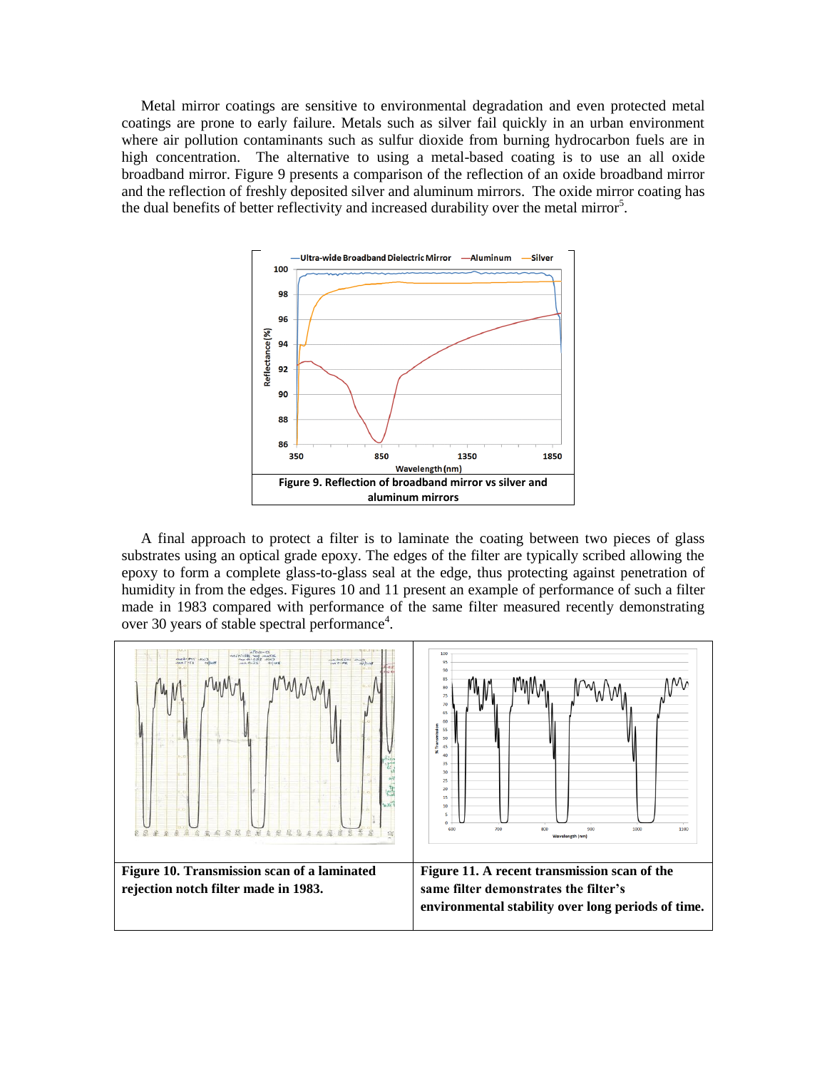Metal mirror coatings are sensitive to environmental degradation and even protected metal coatings are prone to early failure. Metals such as silver fail quickly in an urban environment where air pollution contaminants such as sulfur dioxide from burning hydrocarbon fuels are in high concentration. The alternative to using a metal-based coating is to use an all oxide broadband mirror. Figure 9 presents a comparison of the reflection of an oxide broadband mirror and the reflection of freshly deposited silver and aluminum mirrors. The oxide mirror coating has the dual benefits of better reflectivity and increased durability over the metal mirror[5].

**Figure 9. Reflection of broadband mirror vs silver and aluminum mirrors**

A final approach to protect a filter is to laminate the coating between two pieces of glass substrates using an optical grade epoxy. The edges of the filter are typically scribed allowing the epoxy to form a complete glass-to-glass seal at the edge, thus protecting against penetration of humidity in from the edges. Figures 10 and 11 present an example of performance of such a filter made in 1983 compared with performance of the same filter measured recently demonstrating over 30 years of stable spectral performance[4].

| **Figure 10. Transmission scan of a laminated rejection notch filter made in 1983.** | **Figure 11. A recent transmission scan of the same filter demonstrates the filter's environmental stability over long periods of time.** |
|---|---|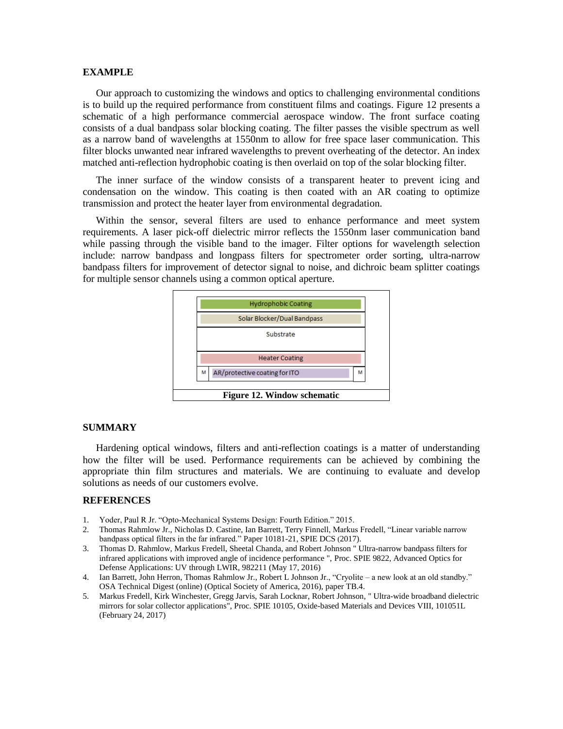## EXAMPLE

Our approach to customizing the windows and optics to challenging environmental conditions is to build up the required performance from constituent films and coatings. Figure 12 presents a schematic of a high performance commercial aerospace window. The front surface coating consists of a dual bandpass solar blocking coating. The filter passes the visible spectrum as well as a narrow band of wavelengths at 1550nm to allow for free space laser communication. This filter blocks unwanted near infrared wavelengths to prevent overheating of the detector. An index matched anti-reflection hydrophobic coating is then overlaid on top of the solar blocking filter.

The inner surface of the window consists of a transparent heater to prevent icing and condensation on the window. This coating is then coated with an AR coating to optimize transmission and protect the heater layer from environmental degradation.

Within the sensor, several filters are used to enhance performance and meet system requirements. A laser pick-off dielectric mirror reflects the 1550nm laser communication band while passing through the visible band to the imager. Filter options for wavelength selection include: narrow bandpass and longpass filters for spectrometer order sorting, ultra-narrow bandpass filters for improvement of detector signal to noise, and dichroic beam splitter coatings for multiple sensor channels using a common optical aperture.

Hydrophobic Coating

Solar Blocker/Dual Bandpass

Substrate

Heater Coating

M AR/protective coating for ITO M

**Figure 12. Window schematic**

## SUMMARY

Hardening optical windows, filters and anti-reflection coatings is a matter of understanding how the filter will be used. Performance requirements can be achieved by combining the appropriate thin film structures and materials. We are continuing to evaluate and develop solutions as needs of our customers evolve.

## REFERENCES

1. Yoder, Paul R Jr. "Opto-Mechanical Systems Design: Fourth Edition." 2015.
2. Thomas Rahmlow Jr., Nicholas D. Castine, Ian Barrett, Terry Finnell, Markus Fredell, "Linear variable narrow bandpass optical filters in the far infrared." Paper 10181-21, SPIE DCS (2017).
3. Thomas D. Rahmlow, Markus Fredell, Sheetal Chanda, and Robert Johnson " Ultra-narrow bandpass filters for infrared applications with improved angle of incidence performance ", Proc. SPIE 9822, Advanced Optics for Defense Applications: UV through LWIR, 982211 (May 17, 2016)
4. Ian Barrett, John Herron, Thomas Rahmlow Jr., Robert L Johnson Jr., "Cryolite – a new look at an old standby." OSA Technical Digest (online) (Optical Society of America, 2016), paper TB.4.
5. Markus Fredell, Kirk Winchester, Gregg Jarvis, Sarah Locknar, Robert Johnson, " Ultra-wide broadband dielectric mirrors for solar collector applications", Proc. SPIE 10105, Oxide-based Materials and Devices VIII, 101051L (February 24, 2017)